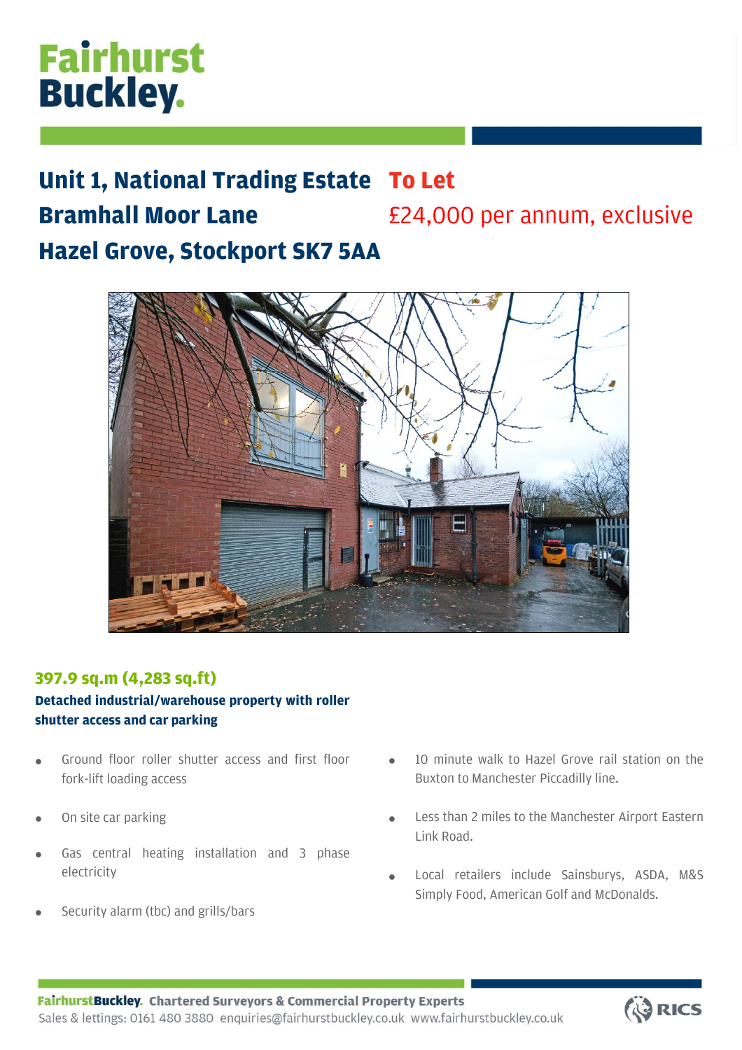Fairhurst Buckley.

# Unit 1, National Trading Estate
# Bramhall Moor Lane
# Hazel Grove, Stockport SK7 5AA

**To Let**

£24,000 per annum, exclusive

## 397.9 sq.m (4,283 sq.ft)

**Detached industrial/warehouse property with roller shutter access and car parking**

- Ground floor roller shutter access and first floor fork-lift loading access
- On site car parking
- Gas central heating installation and 3 phase electricity
- Security alarm (tbc) and grills/bars
- 10 minute walk to Hazel Grove rail station on the Buxton to Manchester Piccadilly line.
- Less than 2 miles to the Manchester Airport Eastern Link Road.
- Local retailers include Sainsburys, ASDA, M&S Simply Food, American Golf and McDonalds.

**FairhurstBuckley. Chartered Surveyors & Commercial Property Experts**
Sales & lettings: 0161 480 3880 enquiries@fairhurstbuckley.co.uk www.fairhurstbuckley.co.uk

RICS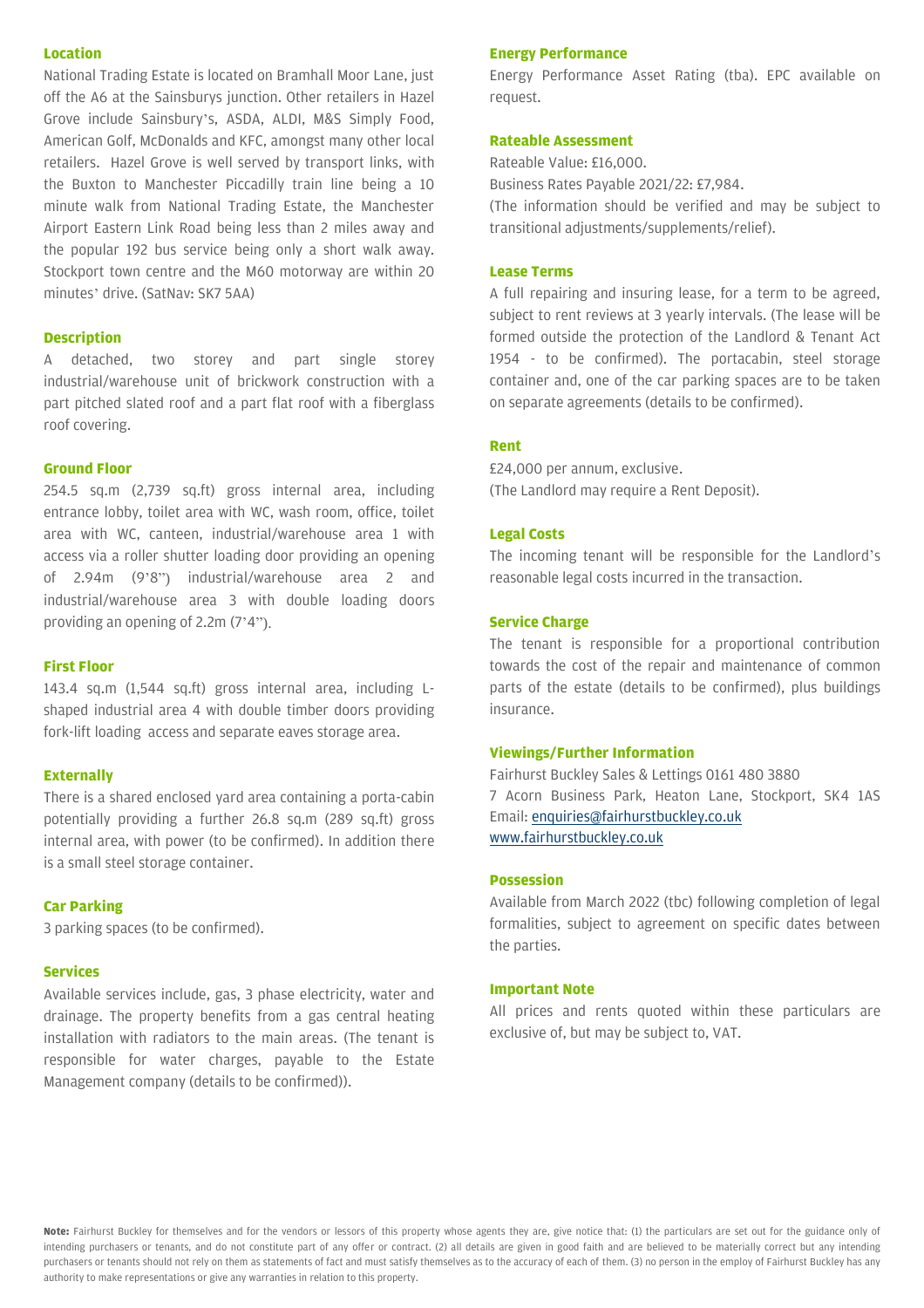## Location

National Trading Estate is located on Bramhall Moor Lane, just off the A6 at the Sainsburys junction. Other retailers in Hazel Grove include Sainsbury's, ASDA, ALDI, M&S Simply Food, American Golf, McDonalds and KFC, amongst many other local retailers. Hazel Grove is well served by transport links, with the Buxton to Manchester Piccadilly train line being a 10 minute walk from National Trading Estate, the Manchester Airport Eastern Link Road being less than 2 miles away and the popular 192 bus service being only a short walk away. Stockport town centre and the M60 motorway are within 20 minutes' drive. (SatNav: SK7 5AA)

## Description

A detached, two storey and part single storey industrial/warehouse unit of brickwork construction with a part pitched slated roof and a part flat roof with a fiberglass roof covering.

## Ground Floor

254.5 sq.m (2,739 sq.ft) gross internal area, including entrance lobby, toilet area with WC, wash room, office, toilet area with WC, canteen, industrial/warehouse area 1 with access via a roller shutter loading door providing an opening of 2.94m (9'8") industrial/warehouse area 2 and industrial/warehouse area 3 with double loading doors providing an opening of 2.2m (7'4").

## First Floor

143.4 sq.m (1,544 sq.ft) gross internal area, including L-shaped industrial area 4 with double timber doors providing fork-lift loading access and separate eaves storage area.

## Externally

There is a shared enclosed yard area containing a porta-cabin potentially providing a further 26.8 sq.m (289 sq.ft) gross internal area, with power (to be confirmed). In addition there is a small steel storage container.

## Car Parking

3 parking spaces (to be confirmed).

## Services

Available services include, gas, 3 phase electricity, water and drainage. The property benefits from a gas central heating installation with radiators to the main areas. (The tenant is responsible for water charges, payable to the Estate Management company (details to be confirmed)).

## Energy Performance

Energy Performance Asset Rating (tba). EPC available on request.

## Rateable Assessment

Rateable Value: £16,000.
Business Rates Payable 2021/22: £7,984.
(The information should be verified and may be subject to transitional adjustments/supplements/relief).

## Lease Terms

A full repairing and insuring lease, for a term to be agreed, subject to rent reviews at 3 yearly intervals. (The lease will be formed outside the protection of the Landlord & Tenant Act 1954 - to be confirmed). The portacabin, steel storage container and, one of the car parking spaces are to be taken on separate agreements (details to be confirmed).

## Rent

£24,000 per annum, exclusive.
(The Landlord may require a Rent Deposit).

## Legal Costs

The incoming tenant will be responsible for the Landlord's reasonable legal costs incurred in the transaction.

## Service Charge

The tenant is responsible for a proportional contribution towards the cost of the repair and maintenance of common parts of the estate (details to be confirmed), plus buildings insurance.

## Viewings/Further Information

Fairhurst Buckley Sales & Lettings 0161 480 3880
7 Acorn Business Park, Heaton Lane, Stockport, SK4 1AS
Email: enquiries@fairhurstbuckley.co.uk
www.fairhurstbuckley.co.uk

## Possession

Available from March 2022 (tbc) following completion of legal formalities, subject to agreement on specific dates between the parties.

## Important Note

All prices and rents quoted within these particulars are exclusive of, but may be subject to, VAT.

**Note:** Fairhurst Buckley for themselves and for the vendors or lessors of this property whose agents they are, give notice that: (1) the particulars are set out for the guidance only of intending purchasers or tenants, and do not constitute part of any offer or contract. (2) all details are given in good faith and are believed to be materially correct but any intending purchasers or tenants should not rely on them as statements of fact and must satisfy themselves as to the accuracy of each of them. (3) no person in the employ of Fairhurst Buckley has any authority to make representations or give any warranties in relation to this property.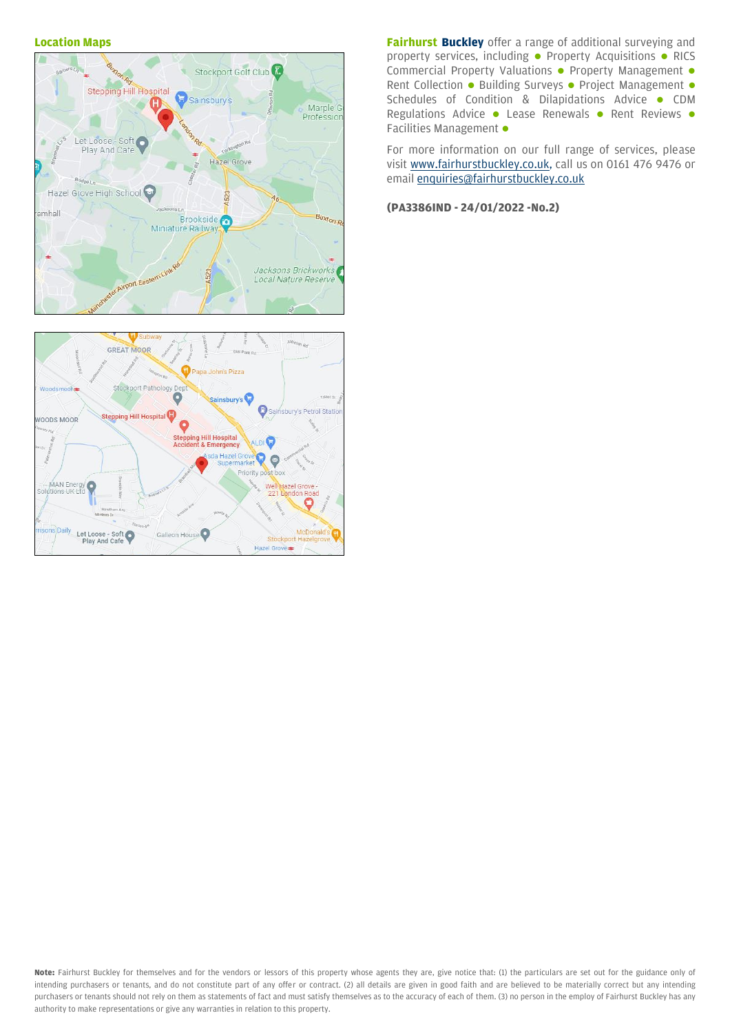## Location Maps

**Fairhurst Buckley** offer a range of additional surveying and property services, including ● Property Acquisitions ● RICS Commercial Property Valuations ● Property Management ● Rent Collection ● Building Surveys ● Project Management ● Schedules of Condition & Dilapidations Advice ● CDM Regulations Advice ● Lease Renewals ● Rent Reviews ● Facilities Management ●

For more information on our full range of services, please visit www.fairhurstbuckley.co.uk, call us on 0161 476 9476 or email enquiries@fairhurstbuckley.co.uk

**(PA3386IND - 24/01/2022 -No.2)**

**Note:** Fairhurst Buckley for themselves and for the vendors or lessors of this property whose agents they are, give notice that: (1) the particulars are set out for the guidance only of intending purchasers or tenants, and do not constitute part of any offer or contract. (2) all details are given in good faith and are believed to be materially correct but any intending purchasers or tenants should not rely on them as statements of fact and must satisfy themselves as to the accuracy of each of them. (3) no person in the employ of Fairhurst Buckley has any authority to make representations or give any warranties in relation to this property.